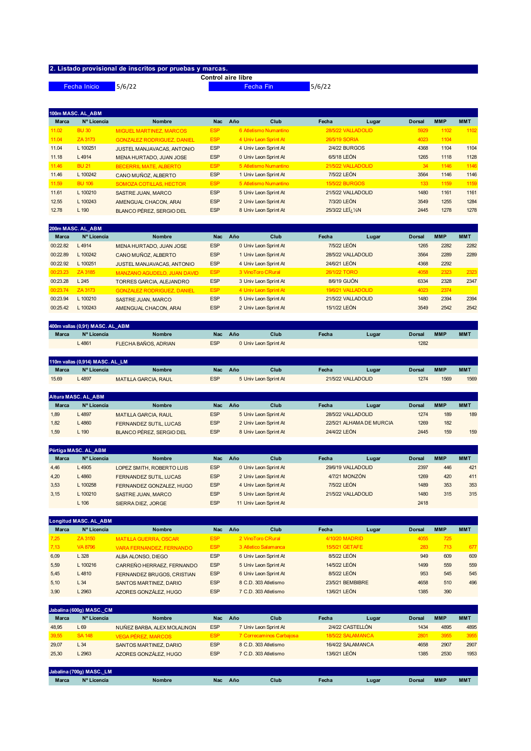## 2. Listado provisional de inscritos por pruebas y marcas.

**Control aire libre**

| Fecha Inicio | 5/6/22 | Fecha Fin | 5/6/22 |
|---|---|---|---|

### 100m MASC. AL_ABM

| Marca | Nº Licencia | Nombre | Nac | Año | Club | Fecha | Lugar | Dorsal | MMP | MMT |
|---|---|---|---|---|---|---|---|---|---|---|
| 11.02 | BU 30 | MIGUEL MARTINEZ, MARCOS | ESP | 6 | Atletismo Numantino | 28/5/22 | VALLADOLID | 5929 | 1102 | 1102 |
| 11.04 | ZA 3173 | GONZALEZ RODRIGUEZ, DANIEL | ESP | 4 | Univ Leon Sprint At | 26/5/19 | SORIA | 4023 | 1104 | |
| 11.04 | L 100251 | JUSTEL MANJAVACAS, ANTONIO | ESP | 4 | Univ Leon Sprint At | 2/4/22 | BURGOS | 4368 | 1104 | 1104 |
| 11.18 | L 4914 | MENA HURTADO, JUAN JOSE | ESP | 0 | Univ Leon Sprint At | 6/5/18 | LEÓN | 1265 | 1118 | 1128 |
| 11.46 | BU 21 | BECERRIL MATE, ALBERTO | ESP | 5 | Atletismo Numantino | 21/5/22 | VALLADOLID | 34 | 1146 | 1146 |
| 11.46 | L 100242 | CANO MUÑOZ, ALBERTO | ESP | 1 | Univ Leon Sprint At | 7/5/22 | LEÓN | 3564 | 1146 | 1146 |
| 11.59 | BU 106 | SOMOZA COTILLAS, HECTOR | ESP | 5 | Atletismo Numantino | 15/5/22 | BURGOS | 133 | 1159 | 1159 |
| 11.61 | L 100210 | SASTRE JUAN, MARCO | ESP | 5 | Univ Leon Sprint At | 21/5/22 | VALLADOLID | 1480 | 1161 | 1161 |
| 12.55 | L 100243 | AMENGUAL CHACON, ARAI | ESP | 2 | Univ Leon Sprint At | 7/3/20 | LEÓN | 3549 | 1255 | 1284 |
| 12.78 | L 190 | BLANCO PÉREZ, SERGIO DEL | ESP | 8 | Univ Leon Sprint At | 25/3/22 | LEï¿½N | 2445 | 1278 | 1278 |

### 200m MASC. AL_ABM

| Marca | Nº Licencia | Nombre | Nac | Año | Club | Fecha | Lugar | Dorsal | MMP | MMT |
|---|---|---|---|---|---|---|---|---|---|---|
| 00:22.82 | L 4914 | MENA HURTADO, JUAN JOSE | ESP | 0 | Univ Leon Sprint At | 7/5/22 | LEÓN | 1265 | 2282 | 2282 |
| 00:22.89 | L 100242 | CANO MUÑOZ, ALBERTO | ESP | 1 | Univ Leon Sprint At | 28/5/22 | VALLADOLID | 3564 | 2289 | 2289 |
| 00:22.92 | L 100251 | JUSTEL MANJAVACAS, ANTONIO | ESP | 4 | Univ Leon Sprint At | 24/6/21 | LEÓN | 4368 | 2292 | |
| 00:23.23 | ZA 3185 | MANZANO AGUDELO, JUAN DAVID | ESP | 3 | VinoToro CRural | 26/1/22 | TORO | 4058 | 2323 | 2323 |
| 00:23.28 | L 245 | TORRES GARCIA, ALEJANDRO | ESP | 3 | Univ Leon Sprint At | 8/6/19 | GIJÓN | 6334 | 2328 | 2347 |
| 00:23.74 | ZA 3173 | GONZALEZ RODRIGUEZ, DANIEL | ESP | 4 | Univ Leon Sprint At | 19/6/21 | VALLADOLID | 4023 | 2374 | |
| 00:23.94 | L 100210 | SASTRE JUAN, MARCO | ESP | 5 | Univ Leon Sprint At | 21/5/22 | VALLADOLID | 1480 | 2394 | 2394 |
| 00:25.42 | L 100243 | AMENGUAL CHACON, ARAI | ESP | 2 | Univ Leon Sprint At | 15/1/22 | LEÓN | 3549 | 2542 | 2542 |

### 400m vallas (0,91) MASC. AL_ABM

| Marca | Nº Licencia | Nombre | Nac | Año | Club | Fecha | Lugar | Dorsal | MMP | MMT |
|---|---|---|---|---|---|---|---|---|---|---|
| | L 4861 | FLECHA BAÑOS, ADRIAN | ESP | 0 | Univ Leon Sprint At | | | 1282 | | |

### 110m vallas (0,914) MASC. AL_LM

| Marca | Nº Licencia | Nombre | Nac | Año | Club | Fecha | Lugar | Dorsal | MMP | MMT |
|---|---|---|---|---|---|---|---|---|---|---|
| 15.69 | L 4897 | MATILLA GARCIA, RAUL | ESP | 5 | Univ Leon Sprint At | 21/5/22 | VALLADOLID | 1274 | 1569 | 1569 |

### Altura MASC. AL_ABM

| Marca | Nº Licencia | Nombre | Nac | Año | Club | Fecha | Lugar | Dorsal | MMP | MMT |
|---|---|---|---|---|---|---|---|---|---|---|
| 1,89 | L 4897 | MATILLA GARCIA, RAUL | ESP | 5 | Univ Leon Sprint At | 28/5/22 | VALLADOLID | 1274 | 189 | 189 |
| 1,82 | L 4860 | FERNANDEZ SUTIL, LUCAS | ESP | 2 | Univ Leon Sprint At | 22/5/21 | ALHAMA DE MURCIA | 1269 | 182 | |
| 1,59 | L 190 | BLANCO PÉREZ, SERGIO DEL | ESP | 8 | Univ Leon Sprint At | 24/4/22 | LEÓN | 2445 | 159 | 159 |

### Pértiga MASC. AL_ABM

| Marca | Nº Licencia | Nombre | Nac | Año | Club | Fecha | Lugar | Dorsal | MMP | MMT |
|---|---|---|---|---|---|---|---|---|---|---|
| 4,46 | L 4905 | LOPEZ SMITH, ROBERTO LUIS | ESP | 0 | Univ Leon Sprint At | 29/6/19 | VALLADOLID | 2397 | 446 | 421 |
| 4,20 | L 4860 | FERNANDEZ SUTIL, LUCAS | ESP | 2 | Univ Leon Sprint At | 4/7/21 | MONZÓN | 1269 | 420 | 411 |
| 3,53 | L 100258 | FERNANDEZ GONZALEZ, HUGO | ESP | 4 | Univ Leon Sprint At | 7/5/22 | LEÓN | 1489 | 353 | 353 |
| 3,15 | L 100210 | SASTRE JUAN, MARCO | ESP | 5 | Univ Leon Sprint At | 21/5/22 | VALLADOLID | 1480 | 315 | 315 |
| | L 106 | SIERRA DIEZ, JORGE | ESP | 11 | Univ Leon Sprint At | | | 2418 | | |

### Longitud MASC. AL_ABM

| Marca | Nº Licencia | Nombre | Nac | Año | Club | Fecha | Lugar | Dorsal | MMP | MMT |
|---|---|---|---|---|---|---|---|---|---|---|
| 7,25 | ZA 3150 | MATILLA GUERRA, OSCAR | ESP | 2 | VinoToro CRural | 4/10/20 | MADRID | 4055 | 725 | |
| 7,13 | VA 8796 | VARA FERNANDEZ, FERNANDO | ESP | 3 | Atletico Salamanca | 15/5/21 | GETAFE | 283 | 713 | 677 |
| 6,09 | L 328 | ALBA ALONSO, DIEGO | ESP | 6 | Univ Leon Sprint At | 8/5/22 | LEÓN | 949 | 609 | 609 |
| 5,59 | L 100216 | CARREÑO HERRAEZ, FERNANDO | ESP | 5 | Univ Leon Sprint At | 14/5/22 | LEÓN | 1499 | 559 | 559 |
| 5,45 | L 4810 | FERNANDEZ BRUGOS, CRISTIAN | ESP | 6 | Univ Leon Sprint At | 8/5/22 | LEÓN | 953 | 545 | 545 |
| 5,10 | L 34 | SANTOS MARTINEZ, DARIO | ESP | 8 | C.D. 303 Atletismo | 23/5/21 | BEMBIBRE | 4658 | 510 | 496 |
| 3,90 | L 2963 | AZORES GONZÁLEZ, HUGO | ESP | 7 | C.D. 303 Atletismo | 13/6/21 | LEÓN | 1385 | 390 | |

### Jabalina (600g) MASC._CM

| Marca | Nº Licencia | Nombre | Nac | Año | Club | Fecha | Lugar | Dorsal | MMP | MMT |
|---|---|---|---|---|---|---|---|---|---|---|
| 48,95 | L 69 | NUÑEZ BARBA, ALEX MOLALINGN | ESP | 7 | Univ Leon Sprint At | 2/4/22 | CASTELLÓN | 1434 | 4895 | 4895 |
| 39,55 | SA 148 | VEGA PÉREZ, MARCOS | ESP | 7 | Correcaminos Carbajosa | 18/5/22 | SALAMANCA | 2801 | 3955 | 3955 |
| 29,07 | L 34 | SANTOS MARTINEZ, DARIO | ESP | 8 | C.D. 303 Atletismo | 16/4/22 | SALAMANCA | 4658 | 2907 | 2907 |
| 25,30 | L 2963 | AZORES GONZÁLEZ, HUGO | ESP | 7 | C.D. 303 Atletismo | 13/6/21 | LEÓN | 1385 | 2530 | 1953 |

### Jabalina (700g) MASC._LM

| Marca | Nº Licencia | Nombre | Nac | Año | Club | Fecha | Lugar | Dorsal | MMP | MMT |
|---|---|---|---|---|---|---|---|---|---|---|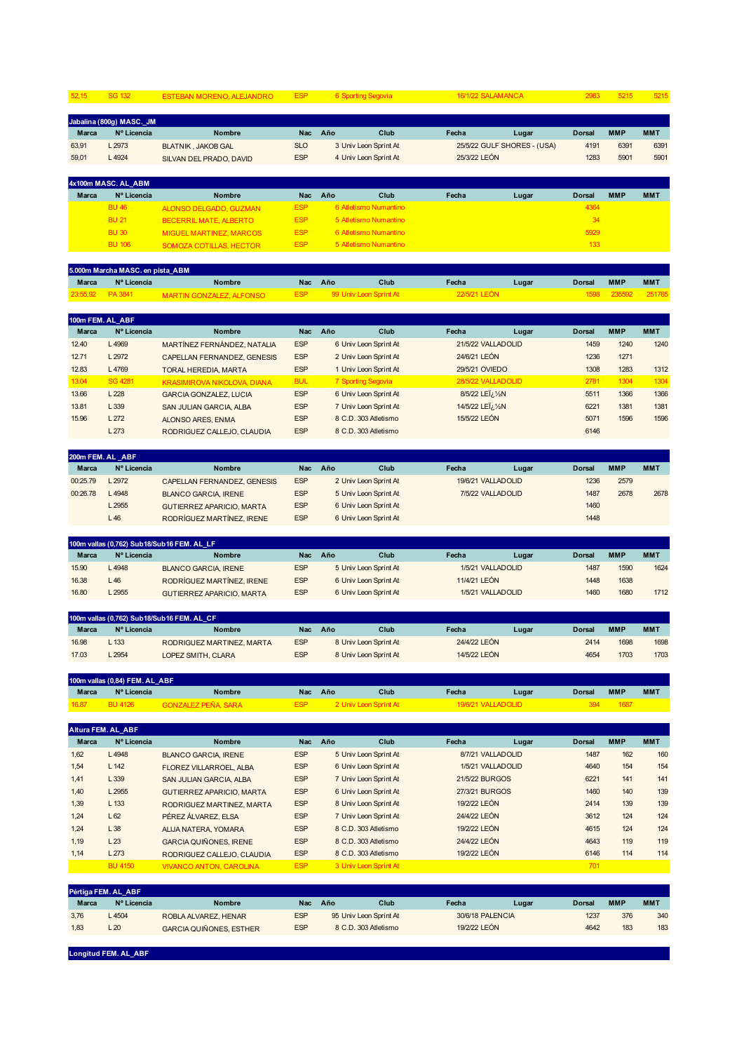| 52,15 | SG 132 | ESTEBAN MORENO, ALEJANDRO | ESP | 6 | Sporting Segovia | 16/1/22 | SALAMANCA | 2983 | 5215 | 5215 |
|---|---|---|---|---|---|---|---|---|---|---|

**Jabalina (800g) MASC._JM**

| Marca | Nº Licencia | Nombre | Nac | Año | Club | Fecha | Lugar | Dorsal | MMP | MMT |
|---|---|---|---|---|---|---|---|---|---|---|
| 63,91 | L 2973 | BLATNIK , JAKOB GAL | SLO | 3 | Univ Leon Sprint At | 25/5/22 | GULF SHORES - (USA) | 4191 | 6391 | 6391 |
| 59,01 | L 4924 | SILVAN DEL PRADO, DAVID | ESP | 4 | Univ Leon Sprint At | 25/3/22 | LEÓN | 1283 | 5901 | 5901 |

**4x100m MASC. AL_ABM**

| Marca | Nº Licencia | Nombre | Nac | Año | Club | Fecha | Lugar | Dorsal | MMP | MMT |
|---|---|---|---|---|---|---|---|---|---|---|
| | BU 46 | ALONSO DELGADO, GUZMAN | ESP | 6 | Atletismo Numantino | | | 4364 | | |
| | BU 21 | BECERRIL MATE, ALBERTO | ESP | 5 | Atletismo Numantino | | | 34 | | |
| | BU 30 | MIGUEL MARTINEZ, MARCOS | ESP | 6 | Atletismo Numantino | | | 5929 | | |
| | BU 106 | SOMOZA COTILLAS, HECTOR | ESP | 5 | Atletismo Numantino | | | 133 | | |

**5.000m Marcha MASC. en pista_ABM**

| Marca | Nº Licencia | Nombre | Nac | Año | Club | Fecha | Lugar | Dorsal | MMP | MMT |
|---|---|---|---|---|---|---|---|---|---|---|
| 23:55.92 | PA 3841 | MARTIN GONZALEZ, ALFONSO | ESP | 99 | Univ Leon Sprint At | 22/5/21 | LEÓN | 1598 | 235592 | 251765 |

**100m FEM. AL_ABF**

| Marca | Nº Licencia | Nombre | Nac | Año | Club | Fecha | Lugar | Dorsal | MMP | MMT |
|---|---|---|---|---|---|---|---|---|---|---|
| 12.40 | L 4969 | MARTÍNEZ FERNÁNDEZ, NATALIA | ESP | 6 | Univ Leon Sprint At | 21/5/22 | VALLADOLID | 1459 | 1240 | 1240 |
| 12.71 | L 2972 | CAPELLAN FERNANDEZ, GENESIS | ESP | 2 | Univ Leon Sprint At | 24/6/21 | LEÓN | 1236 | 1271 | |
| 12.83 | L 4769 | TORAL HEREDIA, MARTA | ESP | 1 | Univ Leon Sprint At | 29/5/21 | OVIEDO | 1308 | 1283 | 1312 |
| 13.04 | SG 4281 | KRASIMIROVA NIKOLOVA, DIANA | BUL | 7 | Sporting Segovia | 28/5/22 | VALLADOLID | 2781 | 1304 | 1304 |
| 13.66 | L 228 | GARCIA GONZALEZ, LUCIA | ESP | 6 | Univ Leon Sprint At | 8/5/22 | LEï¿½N | 5511 | 1366 | 1366 |
| 13.81 | L 339 | SAN JULIAN GARCIA, ALBA | ESP | 7 | Univ Leon Sprint At | 14/5/22 | LEï¿½N | 6221 | 1381 | 1381 |
| 15.96 | L 272 | ALONSO ARES, ENMA | ESP | 8 | C.D. 303 Atletismo | 15/5/22 | LEÓN | 5071 | 1596 | 1596 |
| | L 273 | RODRIGUEZ CALLEJO, CLAUDIA | ESP | 8 | C.D. 303 Atletismo | | | 6146 | | |

**200m FEM. AL _ABF**

| Marca | Nº Licencia | Nombre | Nac | Año | Club | Fecha | Lugar | Dorsal | MMP | MMT |
|---|---|---|---|---|---|---|---|---|---|---|
| 00:25.79 | L 2972 | CAPELLAN FERNANDEZ, GENESIS | ESP | 2 | Univ Leon Sprint At | 19/6/21 | VALLADOLID | 1236 | 2579 | |
| 00:26.78 | L 4948 | BLANCO GARCIA, IRENE | ESP | 5 | Univ Leon Sprint At | 7/5/22 | VALLADOLID | 1487 | 2678 | 2678 |
| | L 2955 | GUTIERREZ APARICIO, MARTA | ESP | 6 | Univ Leon Sprint At | | | 1460 | | |
| | L 46 | RODRÍGUEZ MARTÍNEZ, IRENE | ESP | 6 | Univ Leon Sprint At | | | 1448 | | |

**100m vallas (0,762) Sub18/Sub16 FEM. AL_LF**

| Marca | Nº Licencia | Nombre | Nac | Año | Club | Fecha | Lugar | Dorsal | MMP | MMT |
|---|---|---|---|---|---|---|---|---|---|---|
| 15.90 | L 4948 | BLANCO GARCIA, IRENE | ESP | 5 | Univ Leon Sprint At | 1/5/21 | VALLADOLID | 1487 | 1590 | 1624 |
| 16.38 | L 46 | RODRÍGUEZ MARTÍNEZ, IRENE | ESP | 6 | Univ Leon Sprint At | 11/4/21 | LEÓN | 1448 | 1638 | |
| 16.80 | L 2955 | GUTIERREZ APARICIO, MARTA | ESP | 6 | Univ Leon Sprint At | 1/5/21 | VALLADOLID | 1460 | 1680 | 1712 |

**100m vallas (0,762) Sub18/Sub16 FEM. AL_CF**

| Marca | Nº Licencia | Nombre | Nac | Año | Club | Fecha | Lugar | Dorsal | MMP | MMT |
|---|---|---|---|---|---|---|---|---|---|---|
| 16.98 | L 133 | RODRIGUEZ MARTINEZ, MARTA | ESP | 8 | Univ Leon Sprint At | 24/4/22 | LEÓN | 2414 | 1698 | 1698 |
| 17.03 | L 2954 | LOPEZ SMITH, CLARA | ESP | 8 | Univ Leon Sprint At | 14/5/22 | LEÓN | 4654 | 1703 | 1703 |

**100m vallas (0,84) FEM. AL_ABF**

| Marca | Nº Licencia | Nombre | Nac | Año | Club | Fecha | Lugar | Dorsal | MMP | MMT |
|---|---|---|---|---|---|---|---|---|---|---|
| 16.87 | BU 4126 | GONZALEZ PEÑA, SARA | ESP | 2 | Univ Leon Sprint At | 19/6/21 | VALLADOLID | 394 | 1687 | |

**Altura FEM. AL_ABF**

| Marca | Nº Licencia | Nombre | Nac | Año | Club | Fecha | Lugar | Dorsal | MMP | MMT |
|---|---|---|---|---|---|---|---|---|---|---|
| 1,62 | L 4948 | BLANCO GARCIA, IRENE | ESP | 5 | Univ Leon Sprint At | 8/7/21 | VALLADOLID | 1487 | 162 | 160 |
| 1,54 | L 142 | FLOREZ VILLARROEL, ALBA | ESP | 6 | Univ Leon Sprint At | 1/5/21 | VALLADOLID | 4640 | 154 | 154 |
| 1,41 | L 339 | SAN JULIAN GARCIA, ALBA | ESP | 7 | Univ Leon Sprint At | 21/5/22 | BURGOS | 6221 | 141 | 141 |
| 1,40 | L 2955 | GUTIERREZ APARICIO, MARTA | ESP | 6 | Univ Leon Sprint At | 27/3/21 | BURGOS | 1460 | 140 | 139 |
| 1,39 | L 133 | RODRIGUEZ MARTINEZ, MARTA | ESP | 8 | Univ Leon Sprint At | 19/2/22 | LEÓN | 2414 | 139 | 139 |
| 1,24 | L 62 | PÉREZ ÁLVAREZ, ELSA | ESP | 7 | Univ Leon Sprint At | 24/4/22 | LEÓN | 3612 | 124 | 124 |
| 1,24 | L 38 | ALIJA NATERA, YOMARA | ESP | 8 | C.D. 303 Atletismo | 19/2/22 | LEÓN | 4615 | 124 | 124 |
| 1,19 | L 23 | GARCIA QUIÑONES, IRENE | ESP | 8 | C.D. 303 Atletismo | 24/4/22 | LEÓN | 4643 | 119 | 119 |
| 1,14 | L 273 | RODRIGUEZ CALLEJO, CLAUDIA | ESP | 8 | C.D. 303 Atletismo | 19/2/22 | LEÓN | 6146 | 114 | 114 |
| | BU 4150 | VIVANCO ANTON, CAROLINA | ESP | 3 | Univ Leon Sprint At | | | 701 | | |

**Pértiga FEM. AL_ABF**

| Marca | Nº Licencia | Nombre | Nac | Año | Club | Fecha | Lugar | Dorsal | MMP | MMT |
|---|---|---|---|---|---|---|---|---|---|---|
| 3,76 | L 4504 | ROBLA ALVAREZ, HENAR | ESP | 95 | Univ Leon Sprint At | 30/6/18 | PALENCIA | 1237 | 376 | 340 |
| 1,83 | L 20 | GARCIA QUIÑONES, ESTHER | ESP | 8 | C.D. 303 Atletismo | 19/2/22 | LEÓN | 4642 | 183 | 183 |

**Longitud FEM. AL_ABF**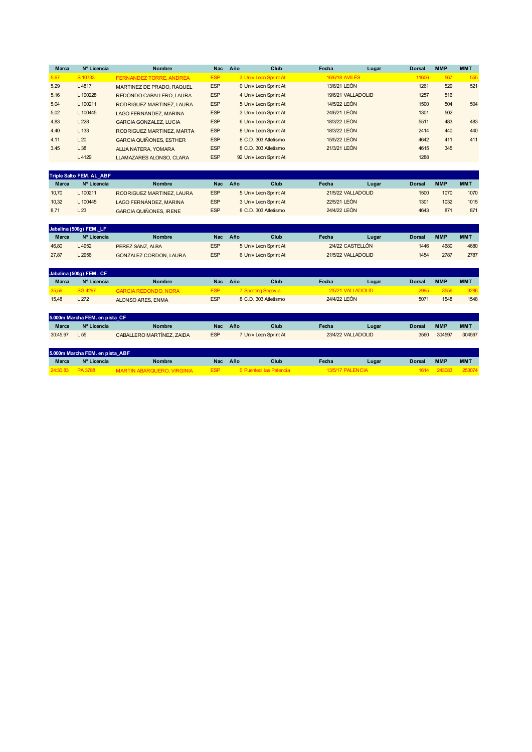| Marca | Nº Licencia | Nombre | Nac | Año | Club | Fecha | Lugar | Dorsal | MMP | MMT |
|---|---|---|---|---|---|---|---|---|---|---|
| 5,67 | S 10733 | FERNANDEZ TORRE, ANDREA | ESP | 3 | Univ Leon Sprint At | 16/6/18 | AVILÉS | 11606 | 567 | 555 |
| 5,29 | L 4817 | MARTINEZ DE PRADO, RAQUEL | ESP | 0 | Univ Leon Sprint At | 13/6/21 | LEÓN | 1261 | 529 | 521 |
| 5,16 | L 100228 | REDONDO CABALLERO, LAURA | ESP | 4 | Univ Leon Sprint At | 19/6/21 | VALLADOLID | 1257 | 516 | |
| 5,04 | L 100211 | RODRIGUEZ MARTINEZ, LAURA | ESP | 5 | Univ Leon Sprint At | 14/5/22 | LEÓN | 1500 | 504 | 504 |
| 5,02 | L 100445 | LAGO FERNÁNDEZ, MARINA | ESP | 3 | Univ Leon Sprint At | 24/6/21 | LEÓN | 1301 | 502 | |
| 4,83 | L 228 | GARCIA GONZALEZ, LUCIA | ESP | 6 | Univ Leon Sprint At | 18/3/22 | LEÓN | 5511 | 483 | 483 |
| 4,40 | L 133 | RODRIGUEZ MARTINEZ, MARTA | ESP | 8 | Univ Leon Sprint At | 18/3/22 | LEÓN | 2414 | 440 | 440 |
| 4,11 | L 20 | GARCIA QUIÑONES, ESTHER | ESP | 8 | C.D. 303 Atletismo | 15/5/22 | LEÓN | 4642 | 411 | 411 |
| 3,45 | L 38 | ALIJA NATERA, YOMARA | ESP | 8 | C.D. 303 Atletismo | 21/3/21 | LEÓN | 4615 | 345 | |
| | L 4129 | LLAMAZARES ALONSO, CLARA | ESP | 92 | Univ Leon Sprint At | | | 1288 | | |

**Triple Salto FEM. AL_ABF**

| Marca | Nº Licencia | Nombre | Nac | Año | Club | Fecha | Lugar | Dorsal | MMP | MMT |
|---|---|---|---|---|---|---|---|---|---|---|
| 10,70 | L 100211 | RODRIGUEZ MARTINEZ, LAURA | ESP | 5 | Univ Leon Sprint At | 21/5/22 | VALLADOLID | 1500 | 1070 | 1070 |
| 10,32 | L 100445 | LAGO FERNÁNDEZ, MARINA | ESP | 3 | Univ Leon Sprint At | 22/5/21 | LEÓN | 1301 | 1032 | 1015 |
| 8,71 | L 23 | GARCIA QUIÑONES, IRENE | ESP | 8 | C.D. 303 Atletismo | 24/4/22 | LEÓN | 4643 | 871 | 871 |

**Jabalina (500g) FEM._LF**

| Marca | Nº Licencia | Nombre | Nac | Año | Club | Fecha | Lugar | Dorsal | MMP | MMT |
|---|---|---|---|---|---|---|---|---|---|---|
| 46,80 | L 4952 | PEREZ SANZ, ALBA | ESP | 5 | Univ Leon Sprint At | 2/4/22 | CASTELLÓN | 1446 | 4680 | 4680 |
| 27,87 | L 2956 | GONZALEZ CORDON, LAURA | ESP | 6 | Univ Leon Sprint At | 21/5/22 | VALLADOLID | 1454 | 2787 | 2787 |

**Jabalina (500g) FEM._CF**

| Marca | Nº Licencia | Nombre | Nac | Año | Club | Fecha | Lugar | Dorsal | MMP | MMT |
|---|---|---|---|---|---|---|---|---|---|---|
| 35,56 | SG 4297 | GARCIA REDONDO, NORA | ESP | 7 | Sporting Segovia | 2/5/21 | VALLADOLID | 2995 | 3556 | 3286 |
| 15,48 | L 272 | ALONSO ARES, ENMA | ESP | 8 | C.D. 303 Atletismo | 24/4/22 | LEÓN | 5071 | 1548 | 1548 |

**5.000m Marcha FEM. en pista_CF**

| Marca | Nº Licencia | Nombre | Nac | Año | Club | Fecha | Lugar | Dorsal | MMP | MMT |
|---|---|---|---|---|---|---|---|---|---|---|
| 30:45.97 | L 55 | CABALLERO MARTÍNEZ, ZAIDA | ESP | 7 | Univ Leon Sprint At | 23/4/22 | VALLADOLID | 3560 | 304597 | 304597 |

**5.000m Marcha FEM. en pista_ABF**

| Marca | Nº Licencia | Nombre | Nac | Año | Club | Fecha | Lugar | Dorsal | MMP | MMT |
|---|---|---|---|---|---|---|---|---|---|---|
| 24:30.83 | PA 3788 | MARTIN ABARQUERO, VIRGINIA | ESP | 0 | Puentecillas Palencia | 13/5/17 | PALENCIA | 1614 | 243083 | 253074 |